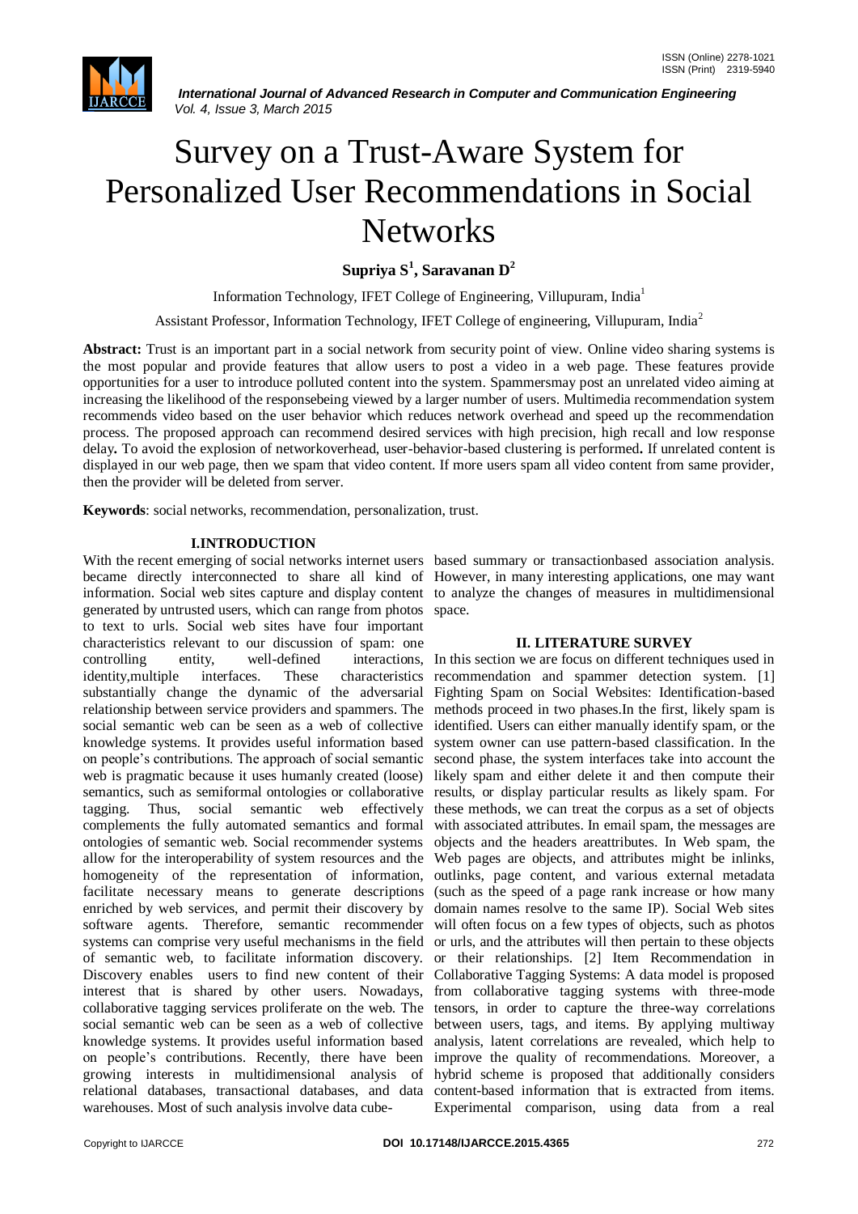# Survey on a Trust-Aware System for Personalized User Recommendations in Social Networks

**Supriya S[1], Saravanan D[2]**

Information Technology, IFET College of Engineering, Villupuram, India[1]

Assistant Professor, Information Technology, IFET College of engineering, Villupuram, India[2]

**Abstract:** Trust is an important part in a social network from security point of view. Online video sharing systems is the most popular and provide features that allow users to post a video in a web page. These features provide opportunities for a user to introduce polluted content into the system. Spammersmay post an unrelated video aiming at increasing the likelihood of the responsebeing viewed by a larger number of users. Multimedia recommendation system recommends video based on the user behavior which reduces network overhead and speed up the recommendation process. The proposed approach can recommend desired services with high precision, high recall and low response delay**.** To avoid the explosion of networkoverhead, user-behavior-based clustering is performed**.** If unrelated content is displayed in our web page, then we spam that video content. If more users spam all video content from same provider, then the provider will be deleted from server.

**Keywords**: social networks, recommendation, personalization, trust.

## I.INTRODUCTION

With the recent emerging of social networks internet users became directly interconnected to share all kind of information. Social web sites capture and display content generated by untrusted users, which can range from photos to text to urls. Social web sites have four important characteristics relevant to our discussion of spam: one controlling entity, well-defined interactions, identity,multiple interfaces. These characteristics substantially change the dynamic of the adversarial relationship between service providers and spammers. The social semantic web can be seen as a web of collective knowledge systems. It provides useful information based on people's contributions. The approach of social semantic web is pragmatic because it uses humanly created (loose) semantics, such as semiformal ontologies or collaborative tagging. Thus, social semantic web effectively complements the fully automated semantics and formal ontologies of semantic web. Social recommender systems allow for the interoperability of system resources and the homogeneity of the representation of information, facilitate necessary means to generate descriptions enriched by web services, and permit their discovery by software agents. Therefore, semantic recommender systems can comprise very useful mechanisms in the field of semantic web, to facilitate information discovery. Discovery enables users to find new content of their interest that is shared by other users. Nowadays, collaborative tagging services proliferate on the web. The social semantic web can be seen as a web of collective knowledge systems. It provides useful information based on people's contributions. Recently, there have been growing interests in multidimensional analysis of relational databases, transactional databases, and data warehouses. Most of such analysis involve data cube-based summary or transactionbased association analysis. However, in many interesting applications, one may want to analyze the changes of measures in multidimensional space.

## II. LITERATURE SURVEY

In this section we are focus on different techniques used in recommendation and spammer detection system. [1] Fighting Spam on Social Websites: Identification-based methods proceed in two phases.In the first, likely spam is identified. Users can either manually identify spam, or the system owner can use pattern-based classification. In the second phase, the system interfaces take into account the likely spam and either delete it and then compute their results, or display particular results as likely spam. For these methods, we can treat the corpus as a set of objects with associated attributes. In email spam, the messages are objects and the headers areattributes. In Web spam, the Web pages are objects, and attributes might be inlinks, outlinks, page content, and various external metadata (such as the speed of a page rank increase or how many domain names resolve to the same IP). Social Web sites will often focus on a few types of objects, such as photos or urls, and the attributes will then pertain to these objects or their relationships. [2] Item Recommendation in Collaborative Tagging Systems: A data model is proposed from collaborative tagging systems with three-mode tensors, in order to capture the three-way correlations between users, tags, and items. By applying multiway analysis, latent correlations are revealed, which help to improve the quality of recommendations. Moreover, a hybrid scheme is proposed that additionally considers content-based information that is extracted from items. Experimental comparison, using data from a real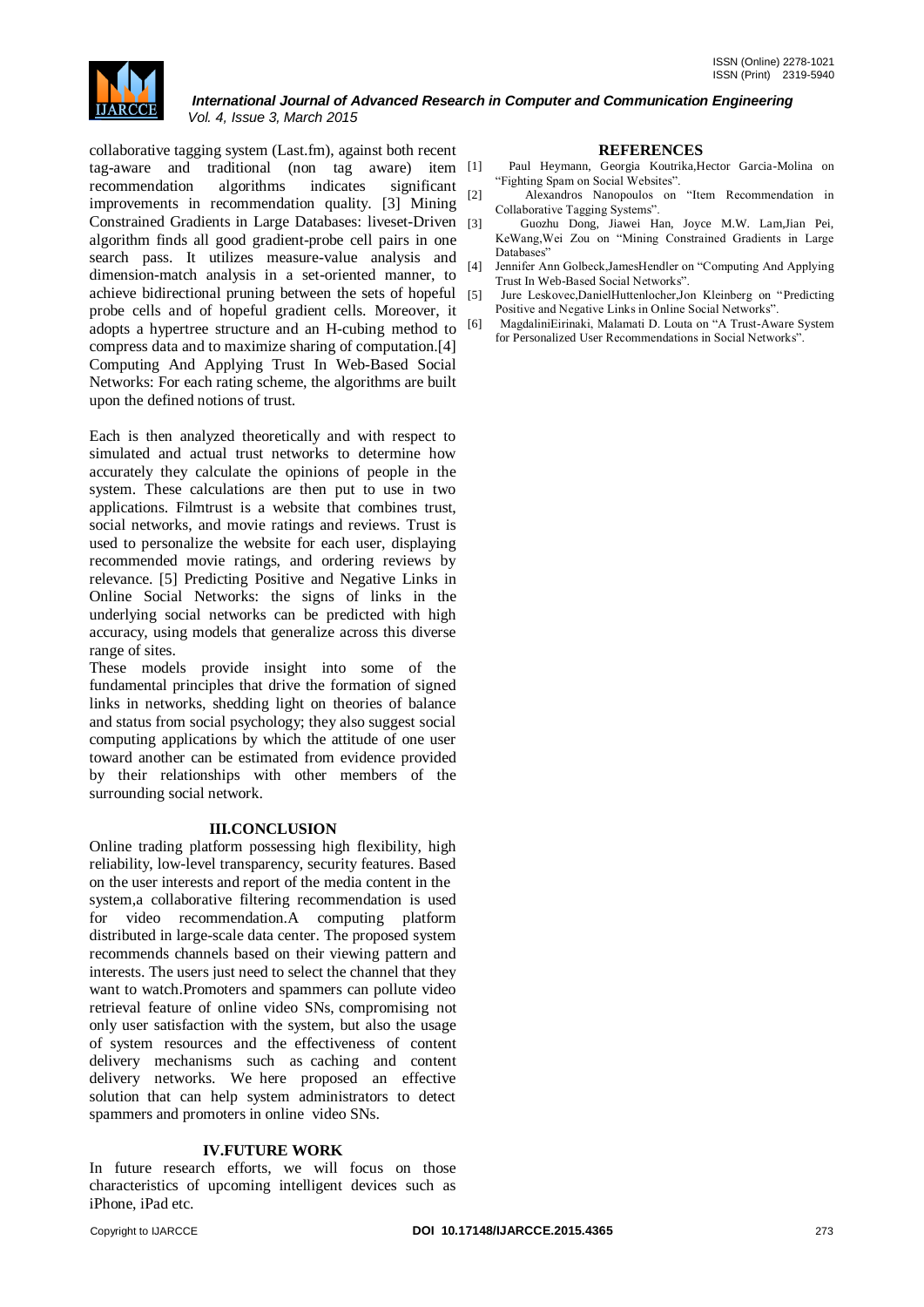collaborative tagging system (Last.fm), against both recent tag-aware and traditional (non tag aware) item recommendation algorithms indicates significant improvements in recommendation quality. [3] Mining Constrained Gradients in Large Databases: liveset-Driven algorithm finds all good gradient-probe cell pairs in one search pass. It utilizes measure-value analysis and dimension-match analysis in a set-oriented manner, to achieve bidirectional pruning between the sets of hopeful probe cells and of hopeful gradient cells. Moreover, it adopts a hypertree structure and an H-cubing method to compress data and to maximize sharing of computation.[4] Computing And Applying Trust In Web-Based Social Networks: For each rating scheme, the algorithms are built upon the defined notions of trust.

Each is then analyzed theoretically and with respect to simulated and actual trust networks to determine how accurately they calculate the opinions of people in the system. These calculations are then put to use in two applications. Filmtrust is a website that combines trust, social networks, and movie ratings and reviews. Trust is used to personalize the website for each user, displaying recommended movie ratings, and ordering reviews by relevance. [5] Predicting Positive and Negative Links in Online Social Networks: the signs of links in the underlying social networks can be predicted with high accuracy, using models that generalize across this diverse range of sites.

These models provide insight into some of the fundamental principles that drive the formation of signed links in networks, shedding light on theories of balance and status from social psychology; they also suggest social computing applications by which the attitude of one user toward another can be estimated from evidence provided by their relationships with other members of the surrounding social network.

## III.CONCLUSION

Online trading platform possessing high flexibility, high reliability, low-level transparency, security features. Based on the user interests and report of the media content in the system,a collaborative filtering recommendation is used for video recommendation.A computing platform distributed in large-scale data center. The proposed system recommends channels based on their viewing pattern and interests. The users just need to select the channel that they want to watch.Promoters and spammers can pollute video retrieval feature of online video SNs, compromising not only user satisfaction with the system, but also the usage of system resources and the effectiveness of content delivery mechanisms such as caching and content delivery networks. We here proposed an effective solution that can help system administrators to detect spammers and promoters in online video SNs.

## IV.FUTURE WORK

In future research efforts, we will focus on those characteristics of upcoming intelligent devices such as iPhone, iPad etc.

## REFERENCES

[1] Paul Heymann, Georgia Koutrika,Hector Garcia-Molina on "Fighting Spam on Social Websites".

[2] Alexandros Nanopoulos on "Item Recommendation in Collaborative Tagging Systems".

[3] Guozhu Dong, Jiawei Han, Joyce M.W. Lam,Jian Pei, KeWang,Wei Zou on "Mining Constrained Gradients in Large Databases"

[4] Jennifer Ann Golbeck,JamesHendler on "Computing And Applying Trust In Web-Based Social Networks".

[5] Jure Leskovec,DanielHuttenlocher,Jon Kleinberg on "Predicting Positive and Negative Links in Online Social Networks".

[6] MagdaliniEirinaki, Malamati D. Louta on "A Trust-Aware System for Personalized User Recommendations in Social Networks".